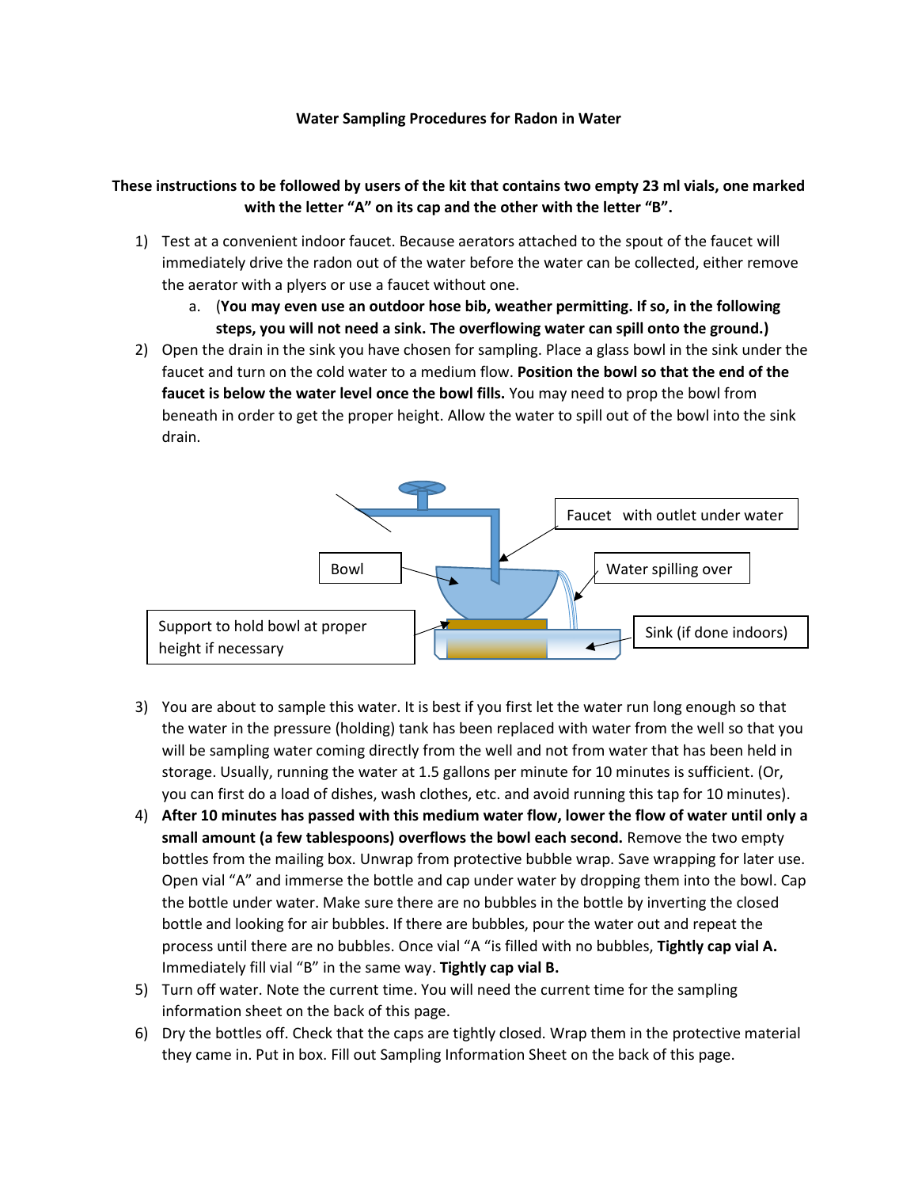**Water Sampling Procedures for Radon in Water**

**These instructions to be followed by users of the kit that contains two empty 23 ml vials, one marked with the letter "A" on its cap and the other with the letter "B".**

1) Test at a convenient indoor faucet. Because aerators attached to the spout of the faucet will immediately drive the radon out of the water before the water can be collected, either remove the aerator with a plyers or use a faucet without one.
   a. (**You may even use an outdoor hose bib, weather permitting. If so, in the following steps, you will not need a sink. The overflowing water can spill onto the ground.)**
2) Open the drain in the sink you have chosen for sampling. Place a glass bowl in the sink under the faucet and turn on the cold water to a medium flow. **Position the bowl so that the end of the faucet is below the water level once the bowl fills.** You may need to prop the bowl from beneath in order to get the proper height. Allow the water to spill out of the bowl into the sink drain.

Faucet with outlet under water

Bowl

Water spilling over

Support to hold bowl at proper height if necessary

Sink (if done indoors)

3) You are about to sample this water. It is best if you first let the water run long enough so that the water in the pressure (holding) tank has been replaced with water from the well so that you will be sampling water coming directly from the well and not from water that has been held in storage. Usually, running the water at 1.5 gallons per minute for 10 minutes is sufficient. (Or, you can first do a load of dishes, wash clothes, etc. and avoid running this tap for 10 minutes).
4) **After 10 minutes has passed with this medium water flow, lower the flow of water until only a small amount (a few tablespoons) overflows the bowl each second.** Remove the two empty bottles from the mailing box. Unwrap from protective bubble wrap. Save wrapping for later use. Open vial "A" and immerse the bottle and cap under water by dropping them into the bowl. Cap the bottle under water. Make sure there are no bubbles in the bottle by inverting the closed bottle and looking for air bubbles. If there are bubbles, pour the water out and repeat the process until there are no bubbles. Once vial "A "is filled with no bubbles, **Tightly cap vial A.** Immediately fill vial "B" in the same way. **Tightly cap vial B.**
5) Turn off water. Note the current time. You will need the current time for the sampling information sheet on the back of this page.
6) Dry the bottles off. Check that the caps are tightly closed. Wrap them in the protective material they came in. Put in box. Fill out Sampling Information Sheet on the back of this page.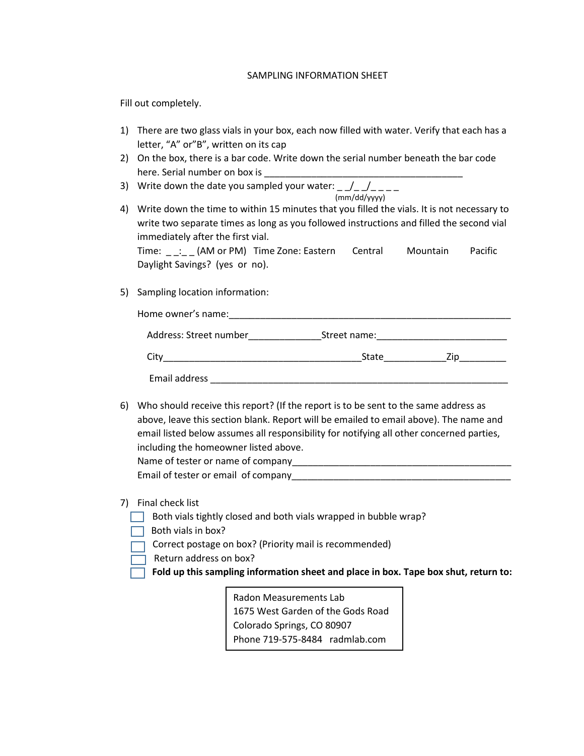# SAMPLING INFORMATION SHEET

Fill out completely.

1) There are two glass vials in your box, each now filled with water. Verify that each has a letter, "A" or"B", written on its cap
2) On the box, there is a bar code. Write down the serial number beneath the bar code here. Serial number on box is ______________________________________
3) Write down the date you sampled your water: _ _/_ _/_ _ _ _  
   (mm/dd/yyyy)
4) Write down the time to within 15 minutes that you filled the vials. It is not necessary to write two separate times as long as you followed instructions and filled the second vial immediately after the first vial.  
   Time: _ _:_ _ (AM or PM) Time Zone: Eastern Central Mountain Pacific  
   Daylight Savings? (yes or no).

5) Sampling location information:

   Home owner's name:______________________________________________________

   Address: Street number______________Street name:_________________________

   City______________________________________State____________Zip_________

   Email address __________________________________________________________

6) Who should receive this report? (If the report is to be sent to the same address as above, leave this section blank. Report will be emailed to email above). The name and email listed below assumes all responsibility for notifying all other concerned parties, including the homeowner listed above.  
   Name of tester or name of company__________________________________________  
   Email of tester or email of company__________________________________________

7) Final check list
   - ☐ Both vials tightly closed and both vials wrapped in bubble wrap?
   - ☐ Both vials in box?
   - ☐ Correct postage on box? (Priority mail is recommended)
   - ☐ Return address on box?
   - ☐ **Fold up this sampling information sheet and place in box. Tape box shut, return to:**

Radon Measurements Lab  
1675 West Garden of the Gods Road  
Colorado Springs, CO 80907  
Phone 719-575-8484 radmlab.com